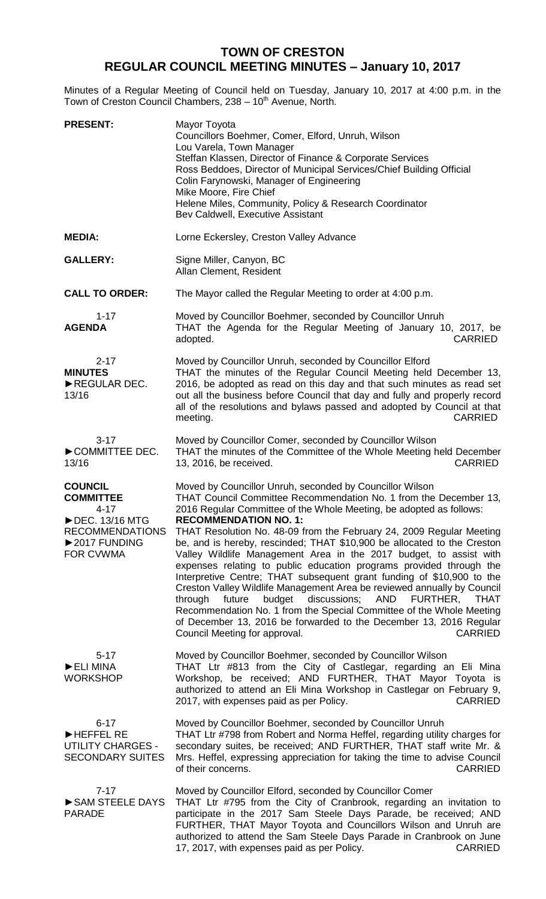# TOWN OF CRESTON
## REGULAR COUNCIL MEETING MINUTES – January 10, 2017

Minutes of a Regular Meeting of Council held on Tuesday, January 10, 2017 at 4:00 p.m. in the Town of Creston Council Chambers, 238 – 10th Avenue, North.

**PRESENT:**
Mayor Toyota
Councillors Boehmer, Comer, Elford, Unruh, Wilson
Lou Varela, Town Manager
Steffan Klassen, Director of Finance & Corporate Services
Ross Beddoes, Director of Municipal Services/Chief Building Official
Colin Farynowski, Manager of Engineering
Mike Moore, Fire Chief
Helene Miles, Community, Policy & Research Coordinator
Bev Caldwell, Executive Assistant

**MEDIA:**
Lorne Eckersley, Creston Valley Advance

**GALLERY:**
Signe Miller, Canyon, BC
Allan Clement, Resident

**CALL TO ORDER:**
The Mayor called the Regular Meeting to order at 4:00 p.m.

1-17
**AGENDA**

Moved by Councillor Boehmer, seconded by Councillor Unruh
THAT the Agenda for the Regular Meeting of January 10, 2017, be adopted. CARRIED

2-17
**MINUTES**
►REGULAR DEC. 13/16

Moved by Councillor Unruh, seconded by Councillor Elford
THAT the minutes of the Regular Council Meeting held December 13, 2016, be adopted as read on this day and that such minutes as read set out all the business before Council that day and fully and properly record all of the resolutions and bylaws passed and adopted by Council at that meeting. CARRIED

3-17
►COMMITTEE DEC. 13/16

Moved by Councillor Comer, seconded by Councillor Wilson
THAT the minutes of the Committee of the Whole Meeting held December 13, 2016, be received. CARRIED

**COUNCIL COMMITTEE**
4-17
►DEC. 13/16 MTG RECOMMENDATIONS
►2017 FUNDING FOR CVWMA

Moved by Councillor Unruh, seconded by Councillor Wilson
THAT Council Committee Recommendation No. 1 from the December 13, 2016 Regular Committee of the Whole Meeting, be adopted as follows:
**RECOMMENDATION NO. 1:**
THAT Resolution No. 48-09 from the February 24, 2009 Regular Meeting be, and is hereby, rescinded; THAT $10,900 be allocated to the Creston Valley Wildlife Management Area in the 2017 budget, to assist with expenses relating to public education programs provided through the Interpretive Centre; THAT subsequent grant funding of $10,900 to the Creston Valley Wildlife Management Area be reviewed annually by Council through future budget discussions; AND FURTHER, THAT Recommendation No. 1 from the Special Committee of the Whole Meeting of December 13, 2016 be forwarded to the December 13, 2016 Regular Council Meeting for approval. CARRIED

5-17
►ELI MINA WORKSHOP

Moved by Councillor Boehmer, seconded by Councillor Wilson
THAT Ltr #813 from the City of Castlegar, regarding an Eli Mina Workshop, be received; AND FURTHER, THAT Mayor Toyota is authorized to attend an Eli Mina Workshop in Castlegar on February 9, 2017, with expenses paid as per Policy. CARRIED

6-17
►HEFFEL RE UTILITY CHARGES - SECONDARY SUITES

Moved by Councillor Boehmer, seconded by Councillor Unruh
THAT Ltr #798 from Robert and Norma Heffel, regarding utility charges for secondary suites, be received; AND FURTHER, THAT staff write Mr. & Mrs. Heffel, expressing appreciation for taking the time to advise Council of their concerns. CARRIED

7-17
►SAM STEELE DAYS PARADE

Moved by Councillor Elford, seconded by Councillor Comer
THAT Ltr #795 from the City of Cranbrook, regarding an invitation to participate in the 2017 Sam Steele Days Parade, be received; AND FURTHER, THAT Mayor Toyota and Councillors Wilson and Unruh are authorized to attend the Sam Steele Days Parade in Cranbrook on June 17, 2017, with expenses paid as per Policy. CARRIED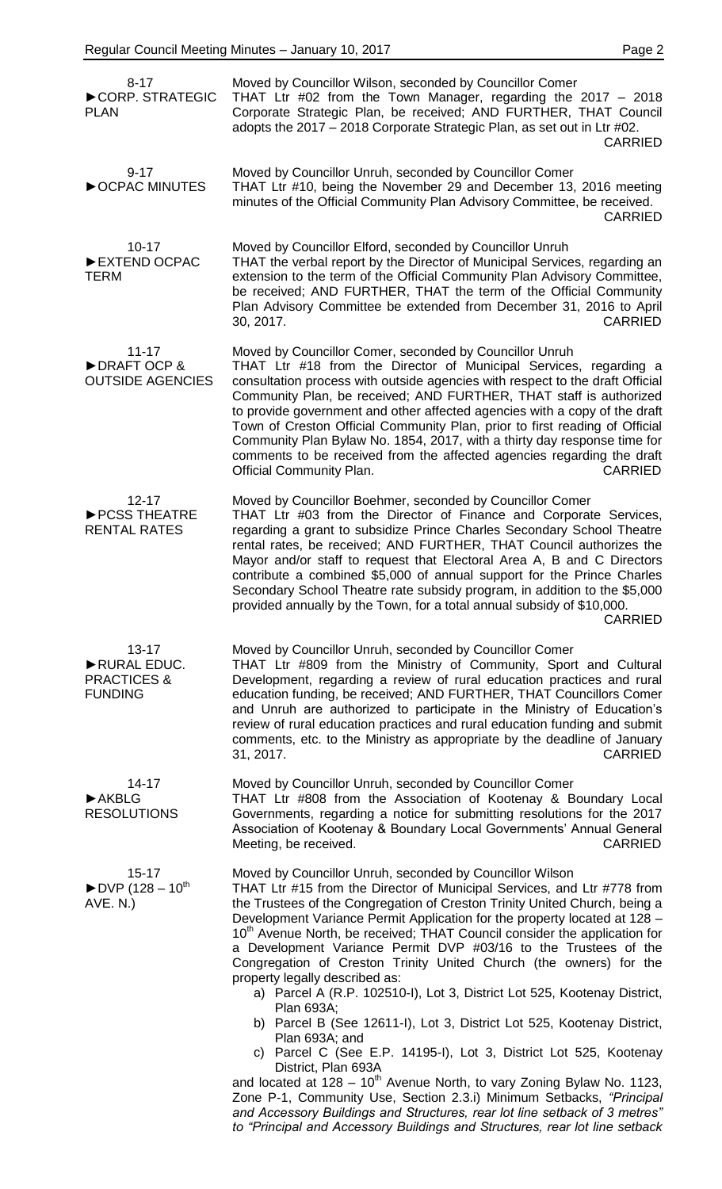**8-17**
**►CORP. STRATEGIC PLAN**

Moved by Councillor Wilson, seconded by Councillor Comer
THAT Ltr #02 from the Town Manager, regarding the 2017 – 2018 Corporate Strategic Plan, be received; AND FURTHER, THAT Council adopts the 2017 – 2018 Corporate Strategic Plan, as set out in Ltr #02.
CARRIED

**9-17**
**►OCPAC MINUTES**

Moved by Councillor Unruh, seconded by Councillor Comer
THAT Ltr #10, being the November 29 and December 13, 2016 meeting minutes of the Official Community Plan Advisory Committee, be received.
CARRIED

**10-17**
**►EXTEND OCPAC TERM**

Moved by Councillor Elford, seconded by Councillor Unruh
THAT the verbal report by the Director of Municipal Services, regarding an extension to the term of the Official Community Plan Advisory Committee, be received; AND FURTHER, THAT the term of the Official Community Plan Advisory Committee be extended from December 31, 2016 to April 30, 2017.
CARRIED

**11-17**
**►DRAFT OCP & OUTSIDE AGENCIES**

Moved by Councillor Comer, seconded by Councillor Unruh
THAT Ltr #18 from the Director of Municipal Services, regarding a consultation process with outside agencies with respect to the draft Official Community Plan, be received; AND FURTHER, THAT staff is authorized to provide government and other affected agencies with a copy of the draft Town of Creston Official Community Plan, prior to first reading of Official Community Plan Bylaw No. 1854, 2017, with a thirty day response time for comments to be received from the affected agencies regarding the draft Official Community Plan.
CARRIED

**12-17**
**►PCSS THEATRE RENTAL RATES**

Moved by Councillor Boehmer, seconded by Councillor Comer
THAT Ltr #03 from the Director of Finance and Corporate Services, regarding a grant to subsidize Prince Charles Secondary School Theatre rental rates, be received; AND FURTHER, THAT Council authorizes the Mayor and/or staff to request that Electoral Area A, B and C Directors contribute a combined $5,000 of annual support for the Prince Charles Secondary School Theatre rate subsidy program, in addition to the $5,000 provided annually by the Town, for a total annual subsidy of $10,000.
CARRIED

**13-17**
**►RURAL EDUC. PRACTICES & FUNDING**

Moved by Councillor Unruh, seconded by Councillor Comer
THAT Ltr #809 from the Ministry of Community, Sport and Cultural Development, regarding a review of rural education practices and rural education funding, be received; AND FURTHER, THAT Councillors Comer and Unruh are authorized to participate in the Ministry of Education's review of rural education practices and rural education funding and submit comments, etc. to the Ministry as appropriate by the deadline of January 31, 2017.
CARRIED

**14-17**
**►AKBLG RESOLUTIONS**

Moved by Councillor Unruh, seconded by Councillor Comer
THAT Ltr #808 from the Association of Kootenay & Boundary Local Governments, regarding a notice for submitting resolutions for the 2017 Association of Kootenay & Boundary Local Governments' Annual General Meeting, be received.
CARRIED

**15-17**
**►DVP (128 – 10th AVE. N.)**

Moved by Councillor Unruh, seconded by Councillor Wilson
THAT Ltr #15 from the Director of Municipal Services, and Ltr #778 from the Trustees of the Congregation of Creston Trinity United Church, being a Development Variance Permit Application for the property located at 128 – 10th Avenue North, be received; THAT Council consider the application for a Development Variance Permit DVP #03/16 to the Trustees of the Congregation of Creston Trinity United Church (the owners) for the property legally described as:

a) Parcel A (R.P. 102510-I), Lot 3, District Lot 525, Kootenay District, Plan 693A;
b) Parcel B (See 12611-I), Lot 3, District Lot 525, Kootenay District, Plan 693A; and
c) Parcel C (See E.P. 14195-I), Lot 3, District Lot 525, Kootenay District, Plan 693A

and located at 128 – 10th Avenue North, to vary Zoning Bylaw No. 1123, Zone P-1, Community Use, Section 2.3.i) Minimum Setbacks, *"Principal and Accessory Buildings and Structures, rear lot line setback of 3 metres"* to *"Principal and Accessory Buildings and Structures, rear lot line setback*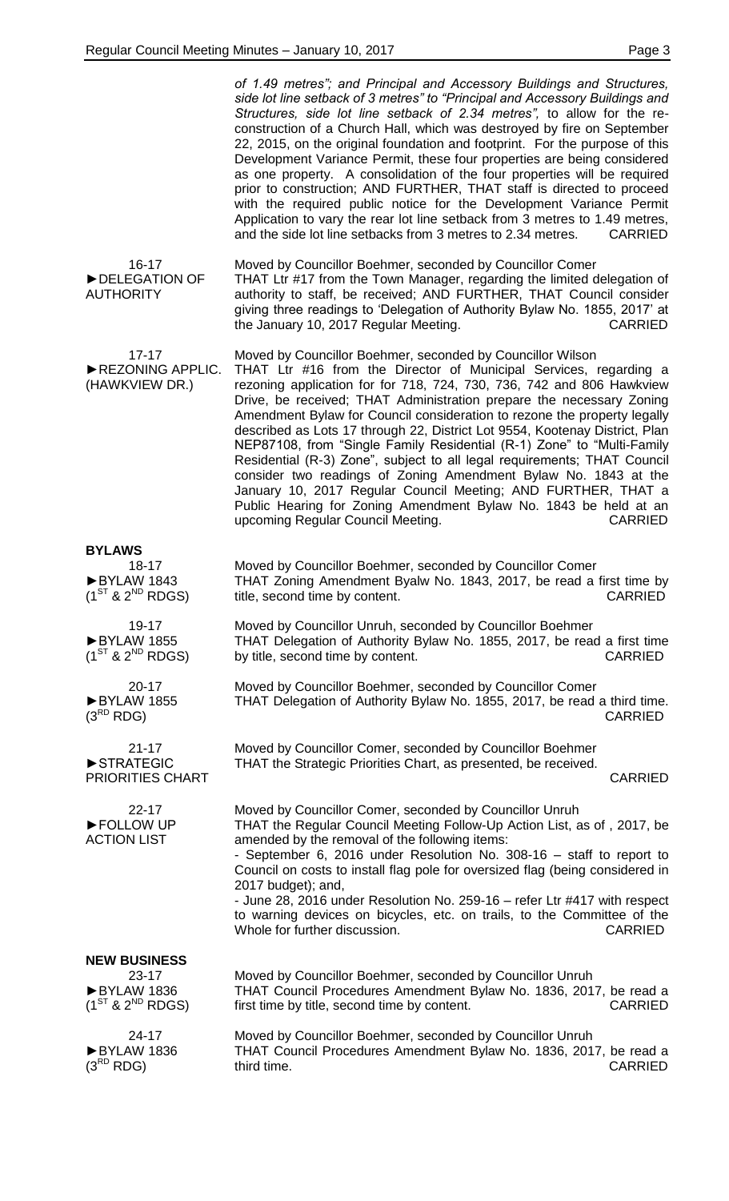*of 1.49 metres"; and Principal and Accessory Buildings and Structures, side lot line setback of 3 metres" to "Principal and Accessory Buildings and Structures, side lot line setback of 2.34 metres",* to allow for the re-construction of a Church Hall, which was destroyed by fire on September 22, 2015, on the original foundation and footprint. For the purpose of this Development Variance Permit, these four properties are being considered as one property. A consolidation of the four properties will be required prior to construction; AND FURTHER, THAT staff is directed to proceed with the required public notice for the Development Variance Permit Application to vary the rear lot line setback from 3 metres to 1.49 metres, and the side lot line setbacks from 3 metres to 2.34 metres. CARRIED

16-17
►DELEGATION OF AUTHORITY

Moved by Councillor Boehmer, seconded by Councillor Comer
THAT Ltr #17 from the Town Manager, regarding the limited delegation of authority to staff, be received; AND FURTHER, THAT Council consider giving three readings to 'Delegation of Authority Bylaw No. 1855, 2017' at the January 10, 2017 Regular Meeting. CARRIED

17-17
►REZONING APPLIC. (HAWKVIEW DR.)

Moved by Councillor Boehmer, seconded by Councillor Wilson
THAT Ltr #16 from the Director of Municipal Services, regarding a rezoning application for for 718, 724, 730, 736, 742 and 806 Hawkview Drive, be received; THAT Administration prepare the necessary Zoning Amendment Bylaw for Council consideration to rezone the property legally described as Lots 17 through 22, District Lot 9554, Kootenay District, Plan NEP87108, from "Single Family Residential (R-1) Zone" to "Multi-Family Residential (R-3) Zone", subject to all legal requirements; THAT Council consider two readings of Zoning Amendment Bylaw No. 1843 at the January 10, 2017 Regular Council Meeting; AND FURTHER, THAT a Public Hearing for Zoning Amendment Bylaw No. 1843 be held at an upcoming Regular Council Meeting. CARRIED

## BYLAWS

18-17
►BYLAW 1843 (1ST & 2ND RDGS)

Moved by Councillor Boehmer, seconded by Councillor Comer
THAT Zoning Amendment Byalw No. 1843, 2017, be read a first time by title, second time by content. CARRIED

19-17
►BYLAW 1855 (1ST & 2ND RDGS)

Moved by Councillor Unruh, seconded by Councillor Boehmer
THAT Delegation of Authority Bylaw No. 1855, 2017, be read a first time by title, second time by content. CARRIED

20-17
►BYLAW 1855 (3RD RDG)

Moved by Councillor Boehmer, seconded by Councillor Comer
THAT Delegation of Authority Bylaw No. 1855, 2017, be read a third time. CARRIED

21-17
►STRATEGIC PRIORITIES CHART

Moved by Councillor Comer, seconded by Councillor Boehmer
THAT the Strategic Priorities Chart, as presented, be received. CARRIED

22-17
►FOLLOW UP ACTION LIST

Moved by Councillor Comer, seconded by Councillor Unruh
THAT the Regular Council Meeting Follow-Up Action List, as of , 2017, be amended by the removal of the following items:
- September 6, 2016 under Resolution No. 308-16 – staff to report to Council on costs to install flag pole for oversized flag (being considered in 2017 budget); and,
- June 28, 2016 under Resolution No. 259-16 – refer Ltr #417 with respect to warning devices on bicycles, etc. on trails, to the Committee of the Whole for further discussion. CARRIED

## NEW BUSINESS

23-17
►BYLAW 1836 (1ST & 2ND RDGS)

Moved by Councillor Boehmer, seconded by Councillor Unruh
THAT Council Procedures Amendment Bylaw No. 1836, 2017, be read a first time by title, second time by content. CARRIED

24-17
►BYLAW 1836 (3RD RDG)

Moved by Councillor Boehmer, seconded by Councillor Unruh
THAT Council Procedures Amendment Bylaw No. 1836, 2017, be read a third time. CARRIED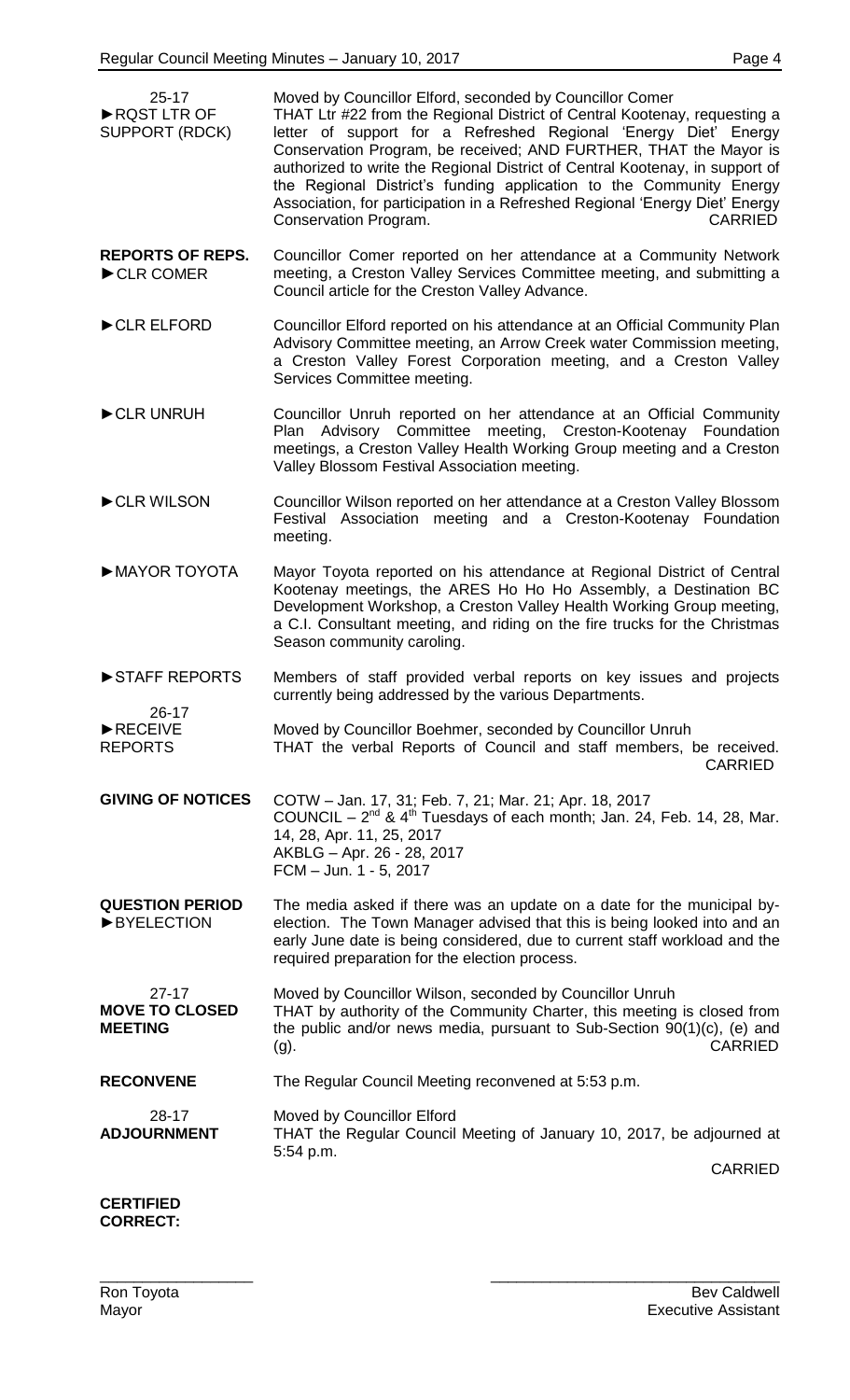**25-17**
**►RQST LTR OF SUPPORT (RDCK)**

Moved by Councillor Elford, seconded by Councillor Comer
THAT Ltr #22 from the Regional District of Central Kootenay, requesting a letter of support for a Refreshed Regional 'Energy Diet' Energy Conservation Program, be received; AND FURTHER, THAT the Mayor is authorized to write the Regional District of Central Kootenay, in support of the Regional District's funding application to the Community Energy Association, for participation in a Refreshed Regional 'Energy Diet' Energy Conservation Program. CARRIED

**REPORTS OF REPS.**
**►CLR COMER**

Councillor Comer reported on her attendance at a Community Network meeting, a Creston Valley Services Committee meeting, and submitting a Council article for the Creston Valley Advance.

**►CLR ELFORD**

Councillor Elford reported on his attendance at an Official Community Plan Advisory Committee meeting, an Arrow Creek water Commission meeting, a Creston Valley Forest Corporation meeting, and a Creston Valley Services Committee meeting.

**►CLR UNRUH**

Councillor Unruh reported on her attendance at an Official Community Plan Advisory Committee meeting, Creston-Kootenay Foundation meetings, a Creston Valley Health Working Group meeting and a Creston Valley Blossom Festival Association meeting.

**►CLR WILSON**

Councillor Wilson reported on her attendance at a Creston Valley Blossom Festival Association meeting and a Creston-Kootenay Foundation meeting.

**►MAYOR TOYOTA**

Mayor Toyota reported on his attendance at Regional District of Central Kootenay meetings, the ARES Ho Ho Ho Assembly, a Destination BC Development Workshop, a Creston Valley Health Working Group meeting, a C.I. Consultant meeting, and riding on the fire trucks for the Christmas Season community caroling.

**►STAFF REPORTS**

Members of staff provided verbal reports on key issues and projects currently being addressed by the various Departments.

**26-17**
**►RECEIVE REPORTS**

Moved by Councillor Boehmer, seconded by Councillor Unruh
THAT the verbal Reports of Council and staff members, be received. CARRIED

**GIVING OF NOTICES**

COTW – Jan. 17, 31; Feb. 7, 21; Mar. 21; Apr. 18, 2017
COUNCIL – 2nd & 4th Tuesdays of each month; Jan. 24, Feb. 14, 28, Mar. 14, 28, Apr. 11, 25, 2017
AKBLG – Apr. 26 - 28, 2017
FCM – Jun. 1 - 5, 2017

**QUESTION PERIOD**
**►BYELECTION**

The media asked if there was an update on a date for the municipal by-election. The Town Manager advised that this is being looked into and an early June date is being considered, due to current staff workload and the required preparation for the election process.

**27-17**
**MOVE TO CLOSED MEETING**

Moved by Councillor Wilson, seconded by Councillor Unruh
THAT by authority of the Community Charter, this meeting is closed from the public and/or news media, pursuant to Sub-Section 90(1)(c), (e) and (g). CARRIED

**RECONVENE**

The Regular Council Meeting reconvened at 5:53 p.m.

**28-17**
**ADJOURNMENT**

Moved by Councillor Elford
THAT the Regular Council Meeting of January 10, 2017, be adjourned at 5:54 p.m.

CARRIED

**CERTIFIED CORRECT:**

\_\_\_\_\_\_\_\_\_\_\_\_\_\_\_\_\_\_
Ron Toyota
Mayor

\_\_\_\_\_\_\_\_\_\_\_\_\_\_\_\_\_\_
Bev Caldwell
Executive Assistant